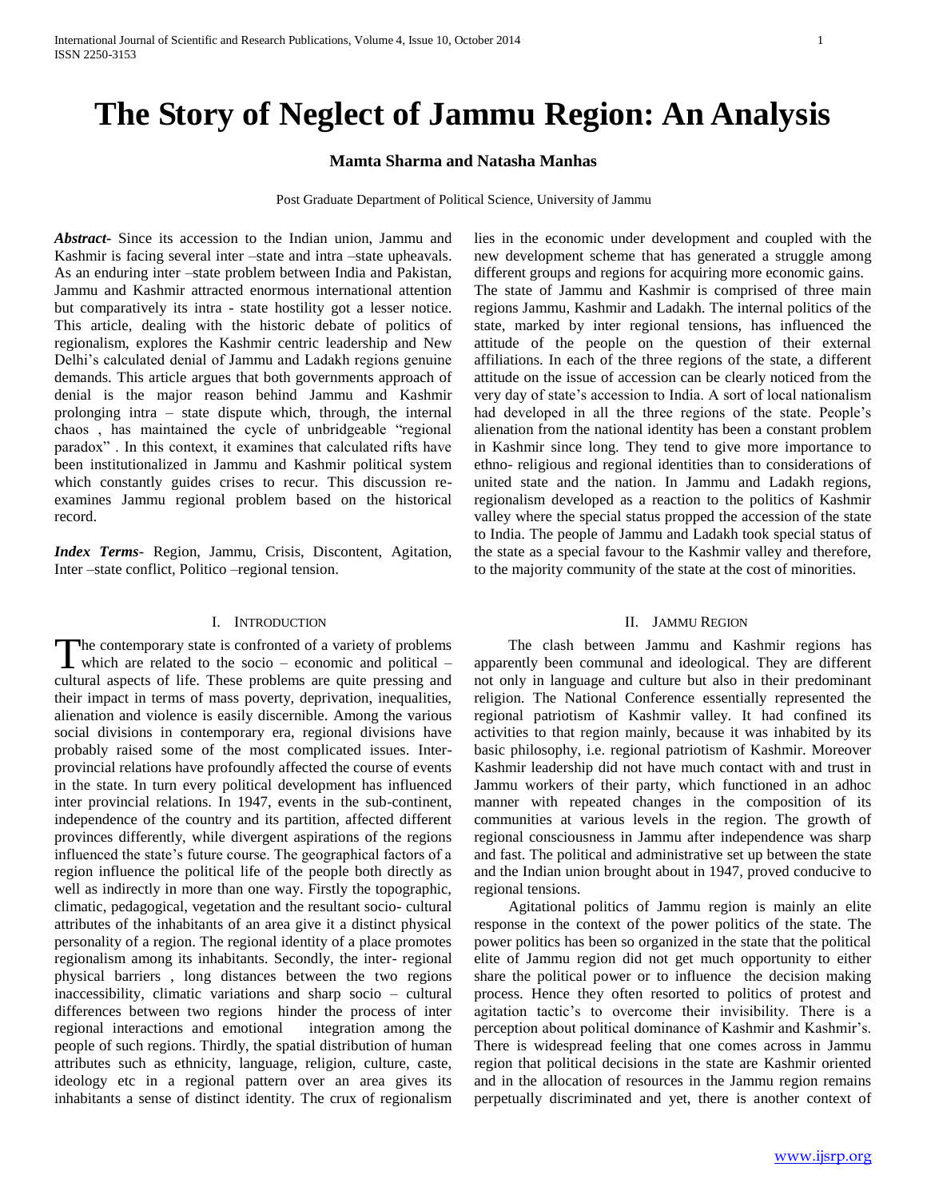# The Story of Neglect of Jammu Region: An Analysis

**Mamta Sharma and Natasha Manhas**

Post Graduate Department of Political Science, University of Jammu

***Abstract***- Since its accession to the Indian union, Jammu and Kashmir is facing several inter –state and intra –state upheavals. As an enduring inter –state problem between India and Pakistan, Jammu and Kashmir attracted enormous international attention but comparatively its intra - state hostility got a lesser notice. This article, dealing with the historic debate of politics of regionalism, explores the Kashmir centric leadership and New Delhi's calculated denial of Jammu and Ladakh regions genuine demands. This article argues that both governments approach of denial is the major reason behind Jammu and Kashmir prolonging intra – state dispute which, through, the internal chaos , has maintained the cycle of unbridgeable "regional paradox" . In this context, it examines that calculated rifts have been institutionalized in Jammu and Kashmir political system which constantly guides crises to recur. This discussion re-examines Jammu regional problem based on the historical record.

***Index Terms***- Region, Jammu, Crisis, Discontent, Agitation, Inter –state conflict, Politico –regional tension.

## I. Introduction

The contemporary state is confronted of a variety of problems which are related to the socio – economic and political – cultural aspects of life. These problems are quite pressing and their impact in terms of mass poverty, deprivation, inequalities, alienation and violence is easily discernible. Among the various social divisions in contemporary era, regional divisions have probably raised some of the most complicated issues. Inter-provincial relations have profoundly affected the course of events in the state. In turn every political development has influenced inter provincial relations. In 1947, events in the sub-continent, independence of the country and its partition, affected different provinces differently, while divergent aspirations of the regions influenced the state's future course. The geographical factors of a region influence the political life of the people both directly as well as indirectly in more than one way. Firstly the topographic, climatic, pedagogical, vegetation and the resultant socio- cultural attributes of the inhabitants of an area give it a distinct physical personality of a region. The regional identity of a place promotes regionalism among its inhabitants. Secondly, the inter- regional physical barriers , long distances between the two regions inaccessibility, climatic variations and sharp socio – cultural differences between two regions hinder the process of inter regional interactions and emotional integration among the people of such regions. Thirdly, the spatial distribution of human attributes such as ethnicity, language, religion, culture, caste, ideology etc in a regional pattern over an area gives its inhabitants a sense of distinct identity. The crux of regionalism lies in the economic under development and coupled with the new development scheme that has generated a struggle among different groups and regions for acquiring more economic gains.

The state of Jammu and Kashmir is comprised of three main regions Jammu, Kashmir and Ladakh. The internal politics of the state, marked by inter regional tensions, has influenced the attitude of the people on the question of their external affiliations. In each of the three regions of the state, a different attitude on the issue of accession can be clearly noticed from the very day of state's accession to India. A sort of local nationalism had developed in all the three regions of the state. People's alienation from the national identity has been a constant problem in Kashmir since long. They tend to give more importance to ethno- religious and regional identities than to considerations of united state and the nation. In Jammu and Ladakh regions, regionalism developed as a reaction to the politics of Kashmir valley where the special status propped the accession of the state to India. The people of Jammu and Ladakh took special status of the state as a special favour to the Kashmir valley and therefore, to the majority community of the state at the cost of minorities.

## II. Jammu Region

The clash between Jammu and Kashmir regions has apparently been communal and ideological. They are different not only in language and culture but also in their predominant religion. The National Conference essentially represented the regional patriotism of Kashmir valley. It had confined its activities to that region mainly, because it was inhabited by its basic philosophy, i.e. regional patriotism of Kashmir. Moreover Kashmir leadership did not have much contact with and trust in Jammu workers of their party, which functioned in an adhoc manner with repeated changes in the composition of its communities at various levels in the region. The growth of regional consciousness in Jammu after independence was sharp and fast. The political and administrative set up between the state and the Indian union brought about in 1947, proved conducive to regional tensions.

Agitational politics of Jammu region is mainly an elite response in the context of the power politics of the state. The power politics has been so organized in the state that the political elite of Jammu region did not get much opportunity to either share the political power or to influence the decision making process. Hence they often resorted to politics of protest and agitation tactic's to overcome their invisibility. There is a perception about political dominance of Kashmir and Kashmir's. There is widespread feeling that one comes across in Jammu region that political decisions in the state are Kashmir oriented and in the allocation of resources in the Jammu region remains perpetually discriminated and yet, there is another context of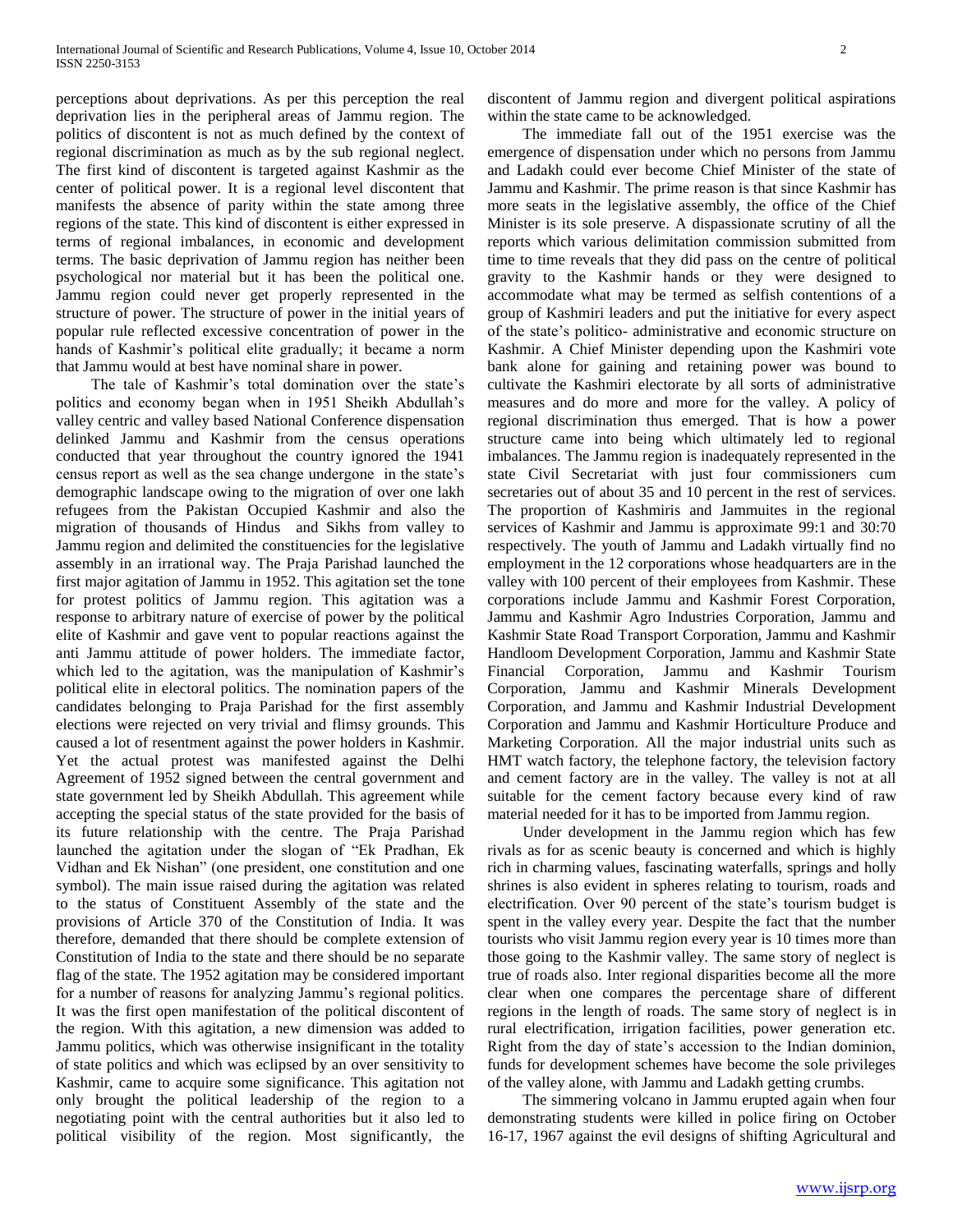perceptions about deprivations. As per this perception the real deprivation lies in the peripheral areas of Jammu region. The politics of discontent is not as much defined by the context of regional discrimination as much as by the sub regional neglect. The first kind of discontent is targeted against Kashmir as the center of political power. It is a regional level discontent that manifests the absence of parity within the state among three regions of the state. This kind of discontent is either expressed in terms of regional imbalances, in economic and development terms. The basic deprivation of Jammu region has neither been psychological nor material but it has been the political one. Jammu region could never get properly represented in the structure of power. The structure of power in the initial years of popular rule reflected excessive concentration of power in the hands of Kashmir's political elite gradually; it became a norm that Jammu would at best have nominal share in power.

The tale of Kashmir's total domination over the state's politics and economy began when in 1951 Sheikh Abdullah's valley centric and valley based National Conference dispensation delinked Jammu and Kashmir from the census operations conducted that year throughout the country ignored the 1941 census report as well as the sea change undergone in the state's demographic landscape owing to the migration of over one lakh refugees from the Pakistan Occupied Kashmir and also the migration of thousands of Hindus and Sikhs from valley to Jammu region and delimited the constituencies for the legislative assembly in an irrational way. The Praja Parishad launched the first major agitation of Jammu in 1952. This agitation set the tone for protest politics of Jammu region. This agitation was a response to arbitrary nature of exercise of power by the political elite of Kashmir and gave vent to popular reactions against the anti Jammu attitude of power holders. The immediate factor, which led to the agitation, was the manipulation of Kashmir's political elite in electoral politics. The nomination papers of the candidates belonging to Praja Parishad for the first assembly elections were rejected on very trivial and flimsy grounds. This caused a lot of resentment against the power holders in Kashmir. Yet the actual protest was manifested against the Delhi Agreement of 1952 signed between the central government and state government led by Sheikh Abdullah. This agreement while accepting the special status of the state provided for the basis of its future relationship with the centre. The Praja Parishad launched the agitation under the slogan of "Ek Pradhan, Ek Vidhan and Ek Nishan" (one president, one constitution and one symbol). The main issue raised during the agitation was related to the status of Constituent Assembly of the state and the provisions of Article 370 of the Constitution of India. It was therefore, demanded that there should be complete extension of Constitution of India to the state and there should be no separate flag of the state. The 1952 agitation may be considered important for a number of reasons for analyzing Jammu's regional politics. It was the first open manifestation of the political discontent of the region. With this agitation, a new dimension was added to Jammu politics, which was otherwise insignificant in the totality of state politics and which was eclipsed by an over sensitivity to Kashmir, came to acquire some significance. This agitation not only brought the political leadership of the region to a negotiating point with the central authorities but it also led to political visibility of the region. Most significantly, the discontent of Jammu region and divergent political aspirations within the state came to be acknowledged.

The immediate fall out of the 1951 exercise was the emergence of dispensation under which no persons from Jammu and Ladakh could ever become Chief Minister of the state of Jammu and Kashmir. The prime reason is that since Kashmir has more seats in the legislative assembly, the office of the Chief Minister is its sole preserve. A dispassionate scrutiny of all the reports which various delimitation commission submitted from time to time reveals that they did pass on the centre of political gravity to the Kashmir hands or they were designed to accommodate what may be termed as selfish contentions of a group of Kashmiri leaders and put the initiative for every aspect of the state's politico- administrative and economic structure on Kashmir. A Chief Minister depending upon the Kashmiri vote bank alone for gaining and retaining power was bound to cultivate the Kashmiri electorate by all sorts of administrative measures and do more and more for the valley. A policy of regional discrimination thus emerged. That is how a power structure came into being which ultimately led to regional imbalances. The Jammu region is inadequately represented in the state Civil Secretariat with just four commissioners cum secretaries out of about 35 and 10 percent in the rest of services. The proportion of Kashmiris and Jammuites in the regional services of Kashmir and Jammu is approximate 99:1 and 30:70 respectively. The youth of Jammu and Ladakh virtually find no employment in the 12 corporations whose headquarters are in the valley with 100 percent of their employees from Kashmir. These corporations include Jammu and Kashmir Forest Corporation, Jammu and Kashmir Agro Industries Corporation, Jammu and Kashmir State Road Transport Corporation, Jammu and Kashmir Handloom Development Corporation, Jammu and Kashmir State Financial Corporation, Jammu and Kashmir Tourism Corporation, Jammu and Kashmir Minerals Development Corporation, and Jammu and Kashmir Industrial Development Corporation and Jammu and Kashmir Horticulture Produce and Marketing Corporation. All the major industrial units such as HMT watch factory, the telephone factory, the television factory and cement factory are in the valley. The valley is not at all suitable for the cement factory because every kind of raw material needed for it has to be imported from Jammu region.

Under development in the Jammu region which has few rivals as for as scenic beauty is concerned and which is highly rich in charming values, fascinating waterfalls, springs and holly shrines is also evident in spheres relating to tourism, roads and electrification. Over 90 percent of the state's tourism budget is spent in the valley every year. Despite the fact that the number tourists who visit Jammu region every year is 10 times more than those going to the Kashmir valley. The same story of neglect is true of roads also. Inter regional disparities become all the more clear when one compares the percentage share of different regions in the length of roads. The same story of neglect is in rural electrification, irrigation facilities, power generation etc. Right from the day of state's accession to the Indian dominion, funds for development schemes have become the sole privileges of the valley alone, with Jammu and Ladakh getting crumbs.

The simmering volcano in Jammu erupted again when four demonstrating students were killed in police firing on October 16-17, 1967 against the evil designs of shifting Agricultural and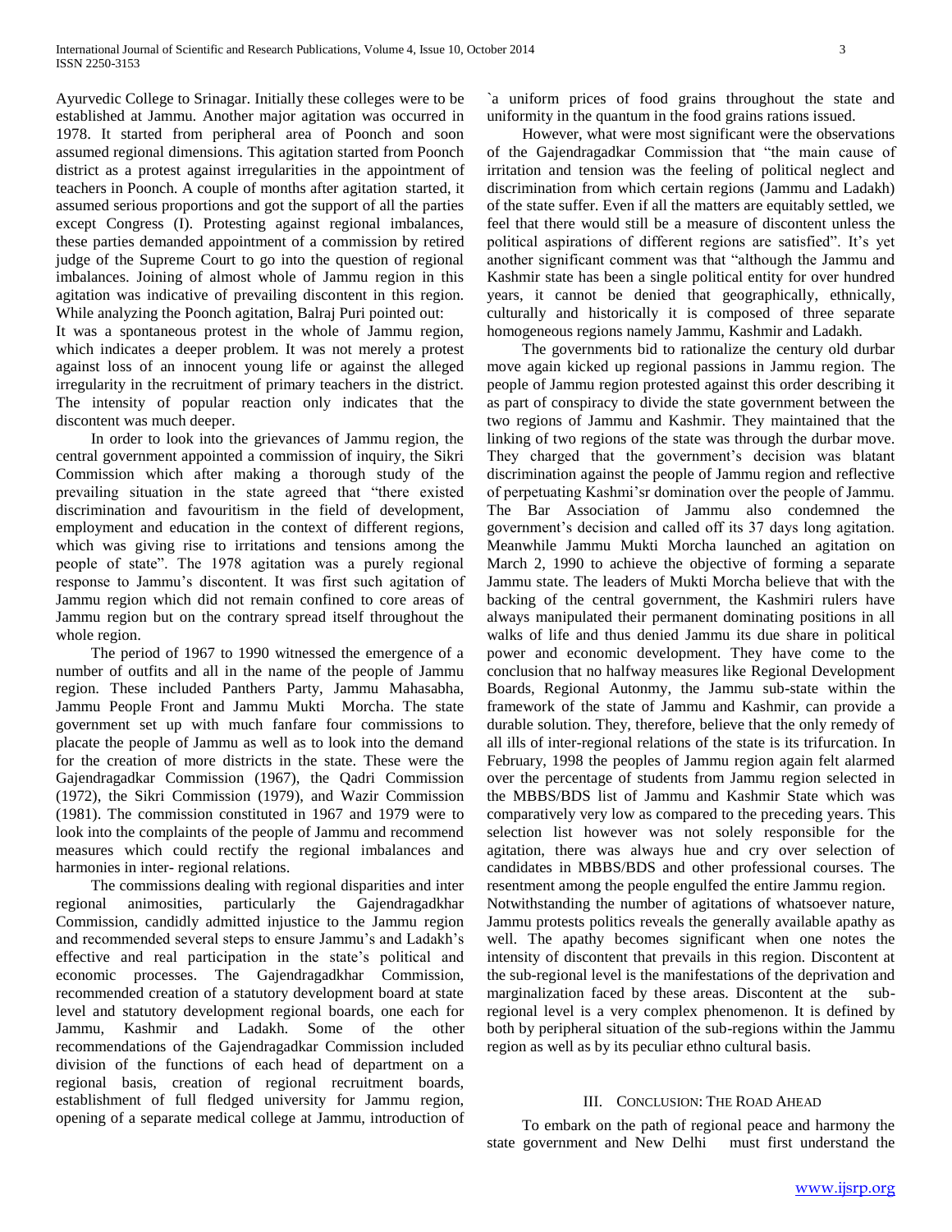Ayurvedic College to Srinagar. Initially these colleges were to be established at Jammu. Another major agitation was occurred in 1978. It started from peripheral area of Poonch and soon assumed regional dimensions. This agitation started from Poonch district as a protest against irregularities in the appointment of teachers in Poonch. A couple of months after agitation started, it assumed serious proportions and got the support of all the parties except Congress (I). Protesting against regional imbalances, these parties demanded appointment of a commission by retired judge of the Supreme Court to go into the question of regional imbalances. Joining of almost whole of Jammu region in this agitation was indicative of prevailing discontent in this region. While analyzing the Poonch agitation, Balraj Puri pointed out:

It was a spontaneous protest in the whole of Jammu region, which indicates a deeper problem. It was not merely a protest against loss of an innocent young life or against the alleged irregularity in the recruitment of primary teachers in the district. The intensity of popular reaction only indicates that the discontent was much deeper.

In order to look into the grievances of Jammu region, the central government appointed a commission of inquiry, the Sikri Commission which after making a thorough study of the prevailing situation in the state agreed that "there existed discrimination and favouritism in the field of development, employment and education in the context of different regions, which was giving rise to irritations and tensions among the people of state". The 1978 agitation was a purely regional response to Jammu's discontent. It was first such agitation of Jammu region which did not remain confined to core areas of Jammu region but on the contrary spread itself throughout the whole region.

The period of 1967 to 1990 witnessed the emergence of a number of outfits and all in the name of the people of Jammu region. These included Panthers Party, Jammu Mahasabha, Jammu People Front and Jammu Mukti Morcha. The state government set up with much fanfare four commissions to placate the people of Jammu as well as to look into the demand for the creation of more districts in the state. These were the Gajendragadkar Commission (1967), the Qadri Commission (1972), the Sikri Commission (1979), and Wazir Commission (1981). The commission constituted in 1967 and 1979 were to look into the complaints of the people of Jammu and recommend measures which could rectify the regional imbalances and harmonies in inter- regional relations.

The commissions dealing with regional disparities and inter regional animosities, particularly the Gajendragadkhar Commission, candidly admitted injustice to the Jammu region and recommended several steps to ensure Jammu's and Ladakh's effective and real participation in the state's political and economic processes. The Gajendragadkhar Commission, recommended creation of a statutory development board at state level and statutory development regional boards, one each for Jammu, Kashmir and Ladakh. Some of the other recommendations of the Gajendragadkar Commission included division of the functions of each head of department on a regional basis, creation of regional recruitment boards, establishment of full fledged university for Jammu region, opening of a separate medical college at Jammu, introduction of `a uniform prices of food grains throughout the state and uniformity in the quantum in the food grains rations issued.

However, what were most significant were the observations of the Gajendragadkar Commission that "the main cause of irritation and tension was the feeling of political neglect and discrimination from which certain regions (Jammu and Ladakh) of the state suffer. Even if all the matters are equitably settled, we feel that there would still be a measure of discontent unless the political aspirations of different regions are satisfied". It's yet another significant comment was that "although the Jammu and Kashmir state has been a single political entity for over hundred years, it cannot be denied that geographically, ethnically, culturally and historically it is composed of three separate homogeneous regions namely Jammu, Kashmir and Ladakh.

The governments bid to rationalize the century old durbar move again kicked up regional passions in Jammu region. The people of Jammu region protested against this order describing it as part of conspiracy to divide the state government between the two regions of Jammu and Kashmir. They maintained that the linking of two regions of the state was through the durbar move. They charged that the government's decision was blatant discrimination against the people of Jammu region and reflective of perpetuating Kashmi'sr domination over the people of Jammu. The Bar Association of Jammu also condemned the government's decision and called off its 37 days long agitation. Meanwhile Jammu Mukti Morcha launched an agitation on March 2, 1990 to achieve the objective of forming a separate Jammu state. The leaders of Mukti Morcha believe that with the backing of the central government, the Kashmiri rulers have always manipulated their permanent dominating positions in all walks of life and thus denied Jammu its due share in political power and economic development. They have come to the conclusion that no halfway measures like Regional Development Boards, Regional Autonmy, the Jammu sub-state within the framework of the state of Jammu and Kashmir, can provide a durable solution. They, therefore, believe that the only remedy of all ills of inter-regional relations of the state is its trifurcation. In February, 1998 the peoples of Jammu region again felt alarmed over the percentage of students from Jammu region selected in the MBBS/BDS list of Jammu and Kashmir State which was comparatively very low as compared to the preceding years. This selection list however was not solely responsible for the agitation, there was always hue and cry over selection of candidates in MBBS/BDS and other professional courses. The resentment among the people engulfed the entire Jammu region. Notwithstanding the number of agitations of whatsoever nature, Jammu protests politics reveals the generally available apathy as well. The apathy becomes significant when one notes the intensity of discontent that prevails in this region. Discontent at the sub-regional level is the manifestations of the deprivation and marginalization faced by these areas. Discontent at the sub-regional level is a very complex phenomenon. It is defined by both by peripheral situation of the sub-regions within the Jammu region as well as by its peculiar ethno cultural basis.

## III. Conclusion: The Road Ahead

To embark on the path of regional peace and harmony the state government and New Delhi must first understand the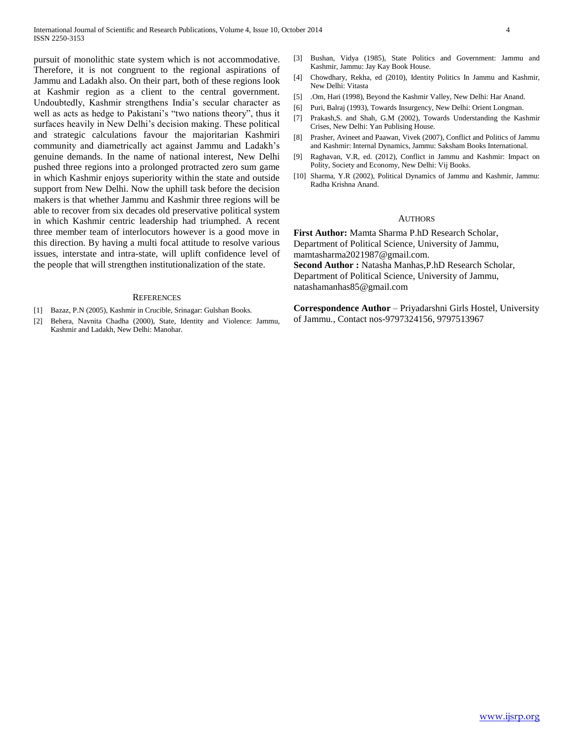pursuit of monolithic state system which is not accommodative. Therefore, it is not congruent to the regional aspirations of Jammu and Ladakh also. On their part, both of these regions look at Kashmir region as a client to the central government. Undoubtedly, Kashmir strengthens India's secular character as well as acts as hedge to Pakistani's "two nations theory", thus it surfaces heavily in New Delhi's decision making. These political and strategic calculations favour the majoritarian Kashmiri community and diametrically act against Jammu and Ladakh's genuine demands. In the name of national interest, New Delhi pushed three regions into a prolonged protracted zero sum game in which Kashmir enjoys superiority within the state and outside support from New Delhi. Now the uphill task before the decision makers is that whether Jammu and Kashmir three regions will be able to recover from six decades old preservative political system in which Kashmir centric leadership had triumphed. A recent three member team of interlocutors however is a good move in this direction. By having a multi focal attitude to resolve various issues, interstate and intra-state, will uplift confidence level of the people that will strengthen institutionalization of the state.

## REFERENCES

[1] Bazaz, P.N (2005), Kashmir in Crucible, Srinagar: Gulshan Books.

[2] Behera, Navnita Chadha (2000), State, Identity and Violence: Jammu, Kashmir and Ladakh, New Delhi: Manohar.

[3] Bushan, Vidya (1985), State Politics and Government: Jammu and Kashmir, Jammu: Jay Kay Book House.

[4] Chowdhary, Rekha, ed (2010), Identity Politics In Jammu and Kashmir, New Delhi: Vitasta

[5] .Om, Hari (1998), Beyond the Kashmir Valley, New Delhi: Har Anand.

[6] Puri, Balraj (1993), Towards Insurgency, New Delhi: Orient Longman.

[7] Prakash,S. and Shah, G.M (2002), Towards Understanding the Kashmir Crises, New Delhi: Yan Publising House.

[8] Prasher, Avineet and Paawan, Vivek (2007), Conflict and Politics of Jammu and Kashmir: Internal Dynamics, Jammu: Saksham Books International.

[9] Raghavan, V.R, ed. (2012), Conflict in Jammu and Kashmir: Impact on Polity, Society and Economy, New Delhi: Vij Books.

[10] Sharma, Y.R (2002), Political Dynamics of Jammu and Kashmir, Jammu: Radha Krishna Anand.

## AUTHORS

**First Author:** Mamta Sharma P.hD Research Scholar, Department of Political Science, University of Jammu, mamtasharma2021987@gmail.com.

**Second Author :** Natasha Manhas,P.hD Research Scholar, Department of Political Science, University of Jammu, natashamanhas85@gmail.com

**Correspondence Author** – Priyadarshni Girls Hostel, University of Jammu., Contact nos-9797324156, 9797513967